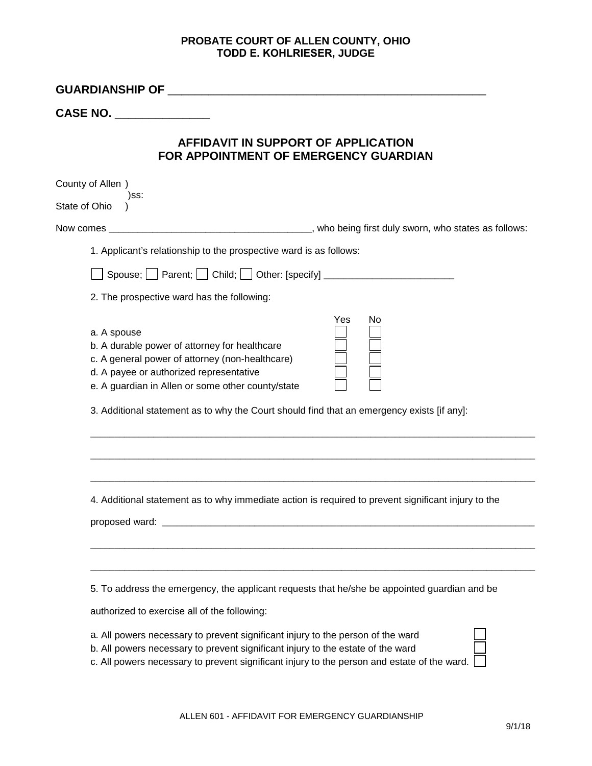**PROBATE COURT OF ALLEN COUNTY, OHIO**
**TODD E. KOHLRIESER, JUDGE**

**GUARDIANSHIP OF** ______________________________________________________

**CASE NO.** _______________

## AFFIDAVIT IN SUPPORT OF APPLICATION FOR APPOINTMENT OF EMERGENCY GUARDIAN

County of Allen )
)ss:
State of Ohio )

Now comes ______________________________________, who being first duly sworn, who states as follows:

1. Applicant's relationship to the prospective ward is as follows:

☐ Spouse; ☐ Parent; ☐ Child; ☐ Other: [specify] ________________________

2. The prospective ward has the following:

| | Yes | No |
|---|---|---|
| a. A spouse | ☐ | ☐ |
| b. A durable power of attorney for healthcare | ☐ | ☐ |
| c. A general power of attorney (non-healthcare) | ☐ | ☐ |
| d. A payee or authorized representative | ☐ | ☐ |
| e. A guardian in Allen or some other county/state | ☐ | ☐ |

3. Additional statement as to why the Court should find that an emergency exists [if any]:

_____________________________________________________________________________________

_____________________________________________________________________________________

_____________________________________________________________________________________

4. Additional statement as to why immediate action is required to prevent significant injury to the proposed ward: _________________________________________________________________________

_____________________________________________________________________________________

_____________________________________________________________________________________

5. To address the emergency, the applicant requests that he/she be appointed guardian and be authorized to exercise all of the following:

a. All powers necessary to prevent significant injury to the person of the ward ☐
b. All powers necessary to prevent significant injury to the estate of the ward ☐
c. All powers necessary to prevent significant injury to the person and estate of the ward. ☐

ALLEN 601 - AFFIDAVIT FOR EMERGENCY GUARDIANSHIP

9/1/18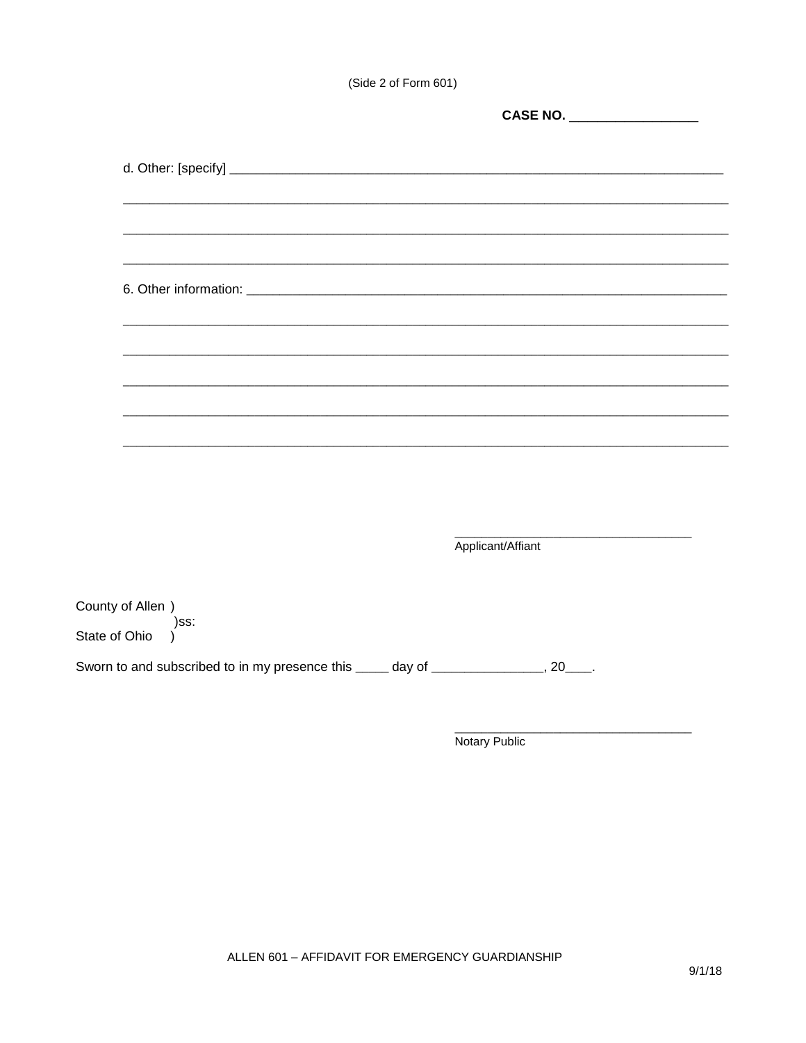(Side 2 of Form 601)

**CASE NO. _________________**

d. Other: [specify] ___________________________________________________________________

_______________________________________________________________________________

_______________________________________________________________________________

_______________________________________________________________________________

6. Other information: _________________________________________________________________

_______________________________________________________________________________

_______________________________________________________________________________

_______________________________________________________________________________

_______________________________________________________________________________

_______________________________________________________________________________

_________________________________
Applicant/Affiant

County of Allen )
)ss:
State of Ohio )

Sworn to and subscribed to in my presence this _____ day of _______________, 20____.

_________________________________
Notary Public

ALLEN 601 – AFFIDAVIT FOR EMERGENCY GUARDIANSHIP

9/1/18